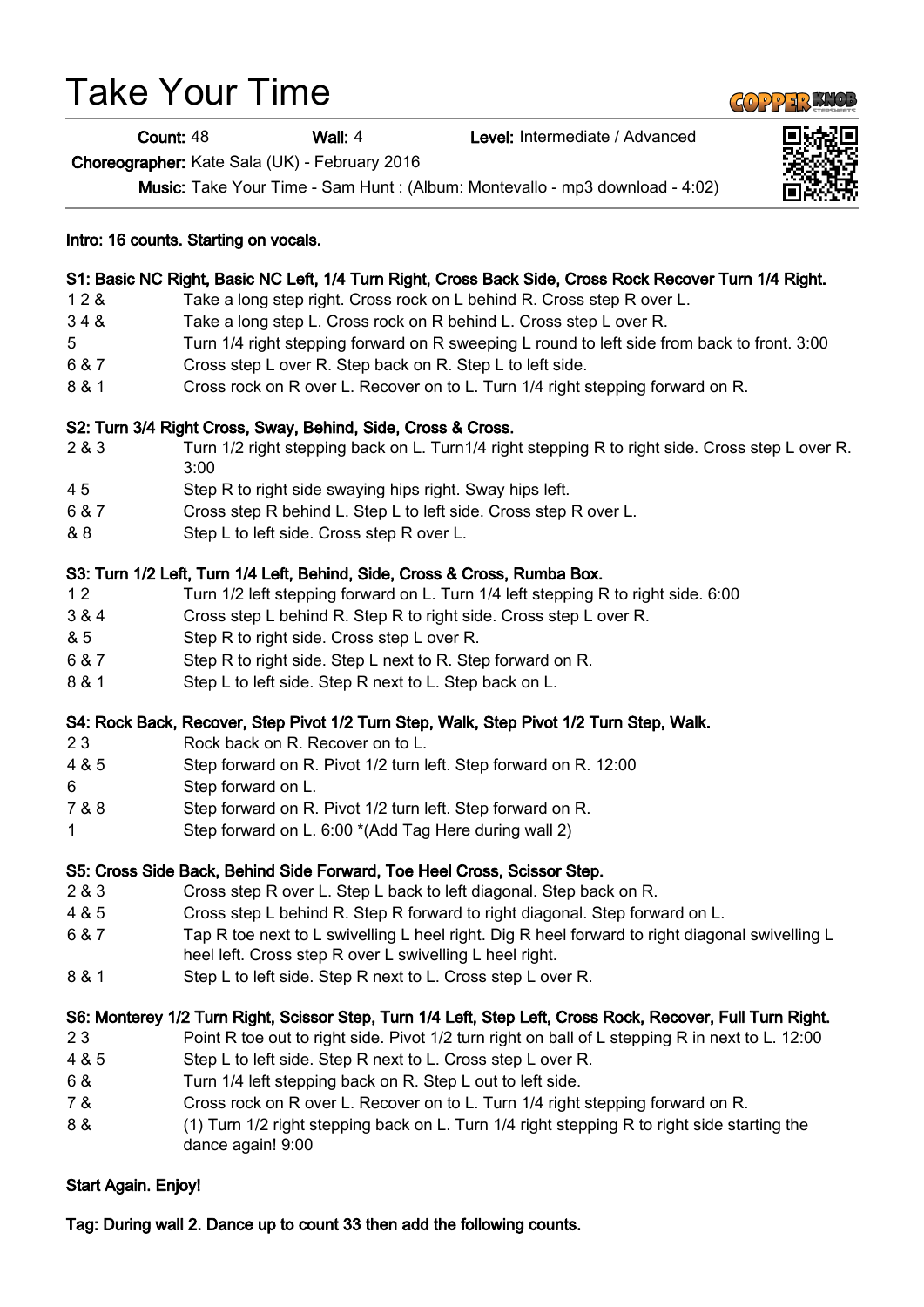# Take Your Time

**Count:** 48 **Wall:** 4 **Level:** Intermediate / Advanced

**Choreographer:** Kate Sala (UK) - February 2016

**Music:** Take Your Time - Sam Hunt : (Album: Montevallo - mp3 download - 4:02)

**Intro: 16 counts. Starting on vocals.**

**S1: Basic NC Right, Basic NC Left, 1/4 Turn Right, Cross Back Side, Cross Rock Recover Turn 1/4 Right.**

| | |
|---|---|
| 1 2 & | Take a long step right. Cross rock on L behind R. Cross step R over L. |
| 3 4 & | Take a long step L. Cross rock on R behind L. Cross step L over R. |
| 5 | Turn 1/4 right stepping forward on R sweeping L round to left side from back to front. 3:00 |
| 6 & 7 | Cross step L over R. Step back on R. Step L to left side. |
| 8 & 1 | Cross rock on R over L. Recover on to L. Turn 1/4 right stepping forward on R. |

**S2: Turn 3/4 Right Cross, Sway, Behind, Side, Cross & Cross.**

| | |
|---|---|
| 2 & 3 | Turn 1/2 right stepping back on L. Turn1/4 right stepping R to right side. Cross step L over R. 3:00 |
| 4 5 | Step R to right side swaying hips right. Sway hips left. |
| 6 & 7 | Cross step R behind L. Step L to left side. Cross step R over L. |
| & 8 | Step L to left side. Cross step R over L. |

**S3: Turn 1/2 Left, Turn 1/4 Left, Behind, Side, Cross & Cross, Rumba Box.**

| | |
|---|---|
| 1 2 | Turn 1/2 left stepping forward on L. Turn 1/4 left stepping R to right side. 6:00 |
| 3 & 4 | Cross step L behind R. Step R to right side. Cross step L over R. |
| & 5 | Step R to right side. Cross step L over R. |
| 6 & 7 | Step R to right side. Step L next to R. Step forward on R. |
| 8 & 1 | Step L to left side. Step R next to L. Step back on L. |

**S4: Rock Back, Recover, Step Pivot 1/2 Turn Step, Walk, Step Pivot 1/2 Turn Step, Walk.**

| | |
|---|---|
| 2 3 | Rock back on R. Recover on to L. |
| 4 & 5 | Step forward on R. Pivot 1/2 turn left. Step forward on R. 12:00 |
| 6 | Step forward on L. |
| 7 & 8 | Step forward on R. Pivot 1/2 turn left. Step forward on R. |
| 1 | Step forward on L. 6:00 *(Add Tag Here during wall 2) |

**S5: Cross Side Back, Behind Side Forward, Toe Heel Cross, Scissor Step.**

| | |
|---|---|
| 2 & 3 | Cross step R over L. Step L back to left diagonal. Step back on R. |
| 4 & 5 | Cross step L behind R. Step R forward to right diagonal. Step forward on L. |
| 6 & 7 | Tap R toe next to L swivelling L heel right. Dig R heel forward to right diagonal swivelling L heel left. Cross step R over L swivelling L heel right. |
| 8 & 1 | Step L to left side. Step R next to L. Cross step L over R. |

**S6: Monterey 1/2 Turn Right, Scissor Step, Turn 1/4 Left, Step Left, Cross Rock, Recover, Full Turn Right.**

| | |
|---|---|
| 2 3 | Point R toe out to right side. Pivot 1/2 turn right on ball of L stepping R in next to L. 12:00 |
| 4 & 5 | Step L to left side. Step R next to L. Cross step L over R. |
| 6 & | Turn 1/4 left stepping back on R. Step L out to left side. |
| 7 & | Cross rock on R over L. Recover on to L. Turn 1/4 right stepping forward on R. |
| 8 & | (1) Turn 1/2 right stepping back on L. Turn 1/4 right stepping R to right side starting the dance again! 9:00 |

**Start Again. Enjoy!**

**Tag: During wall 2. Dance up to count 33 then add the following counts.**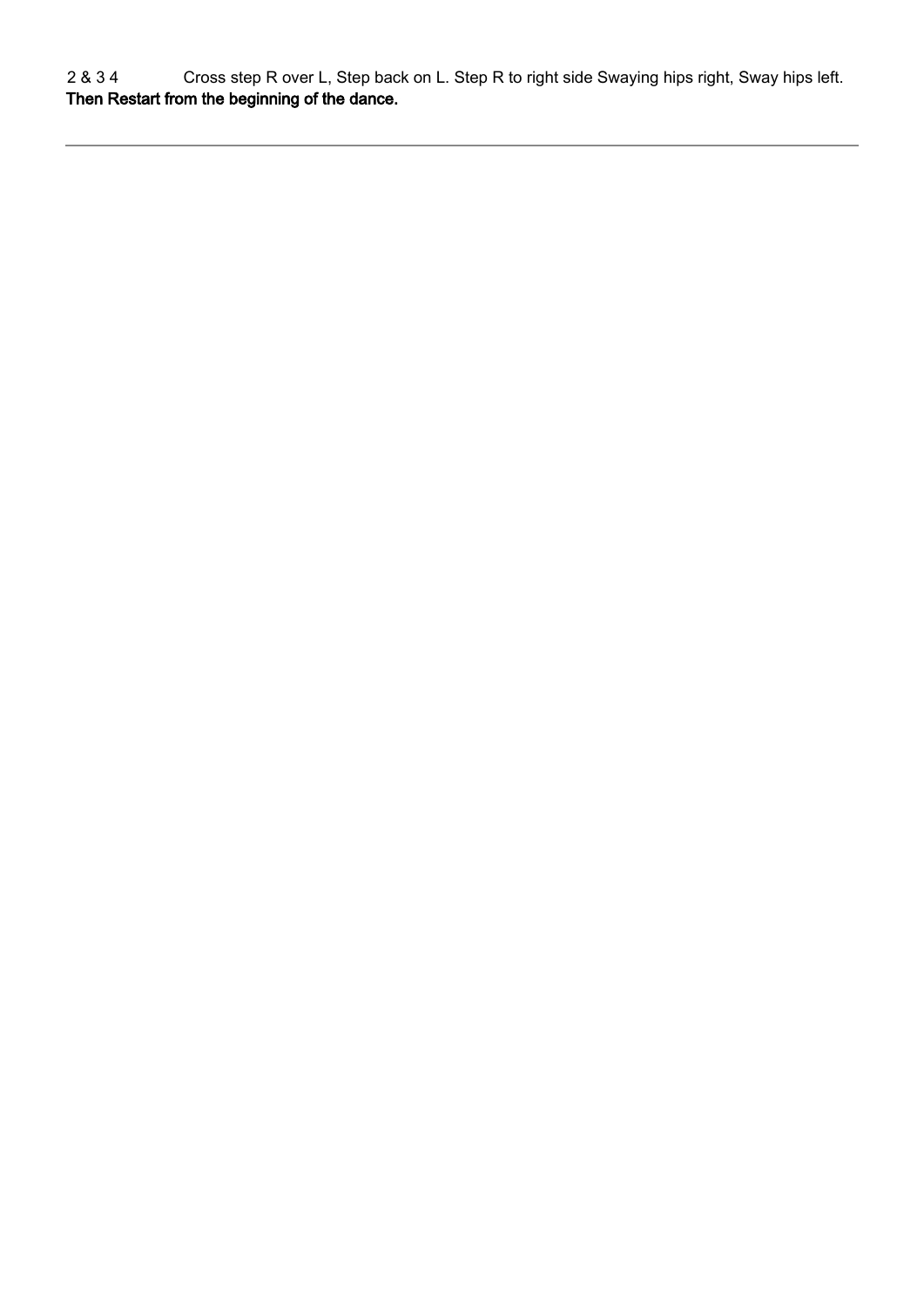2 & 3 4 Cross step R over L, Step back on L. Step R to right side Swaying hips right, Sway hips left.
**Then Restart from the beginning of the dance.**

---